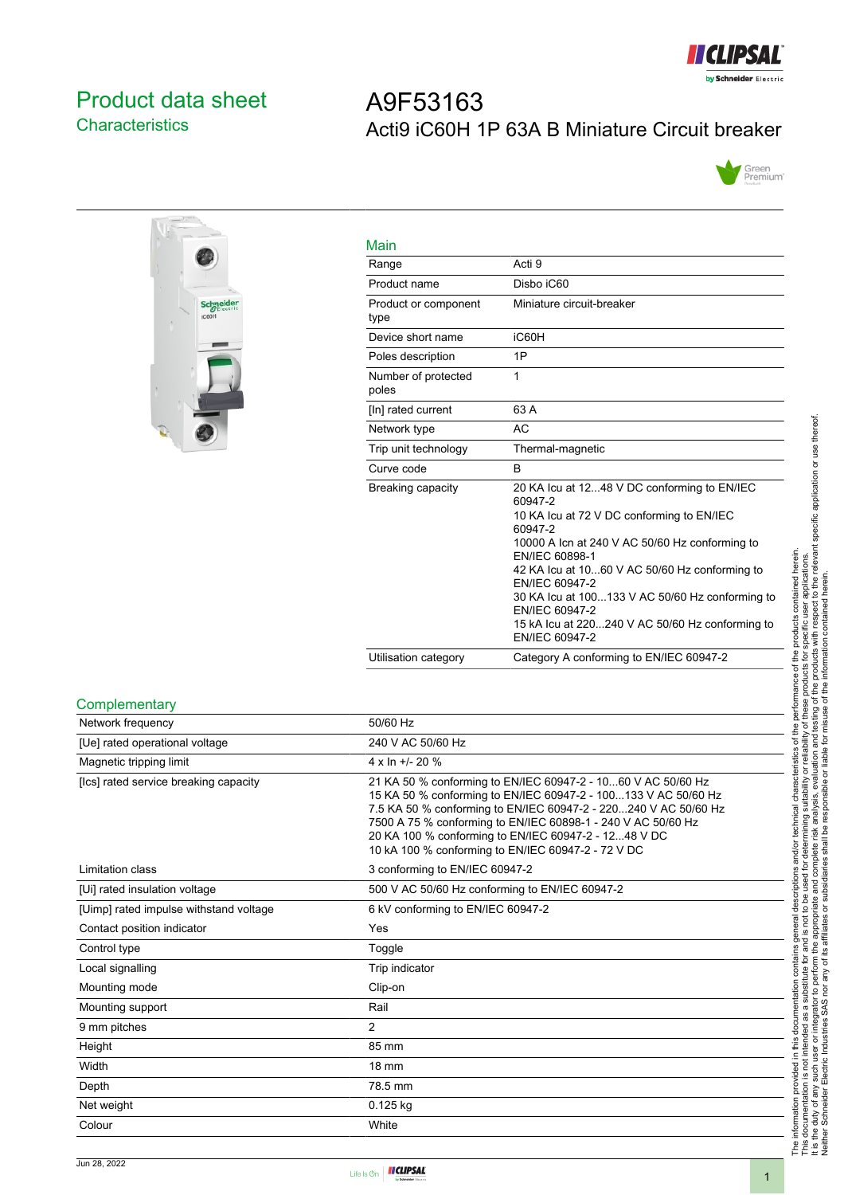# Product data sheet
## Characteristics

# A9F53163
## Acti9 iC60H 1P 63A B Miniature Circuit breaker

### Main

| | |
|---|---|
| Range | Acti 9 |
| Product name | Disbo iC60 |
| Product or component type | Miniature circuit-breaker |
| Device short name | iC60H |
| Poles description | 1P |
| Number of protected poles | 1 |
| [In] rated current | 63 A |
| Network type | AC |
| Trip unit technology | Thermal-magnetic |
| Curve code | B |
| Breaking capacity | 20 KA Icu at 12...48 V DC conforming to EN/IEC 60947-2<br>10 KA Icu at 72 V DC conforming to EN/IEC 60947-2<br>10000 A Icn at 240 V AC 50/60 Hz conforming to EN/IEC 60898-1<br>42 KA Icu at 10...60 V AC 50/60 Hz conforming to EN/IEC 60947-2<br>30 KA Icu at 100...133 V AC 50/60 Hz conforming to EN/IEC 60947-2<br>15 kA Icu at 220...240 V AC 50/60 Hz conforming to EN/IEC 60947-2 |
| Utilisation category | Category A conforming to EN/IEC 60947-2 |

### Complementary

| | |
|---|---|
| Network frequency | 50/60 Hz |
| [Ue] rated operational voltage | 240 V AC 50/60 Hz |
| Magnetic tripping limit | 4 x In +/- 20 % |
| [Ics] rated service breaking capacity | 21 KA 50 % conforming to EN/IEC 60947-2 - 10...60 V AC 50/60 Hz<br>15 KA 50 % conforming to EN/IEC 60947-2 - 100...133 V AC 50/60 Hz<br>7.5 KA 50 % conforming to EN/IEC 60947-2 - 220...240 V AC 50/60 Hz<br>7500 A 75 % conforming to EN/IEC 60898-1 - 240 V AC 50/60 Hz<br>20 KA 100 % conforming to EN/IEC 60947-2 - 12...48 V DC<br>10 kA 100 % conforming to EN/IEC 60947-2 - 72 V DC |
| Limitation class | 3 conforming to EN/IEC 60947-2 |
| [Ui] rated insulation voltage | 500 V AC 50/60 Hz conforming to EN/IEC 60947-2 |
| [Uimp] rated impulse withstand voltage | 6 kV conforming to EN/IEC 60947-2 |
| Contact position indicator | Yes |
| Control type | Toggle |
| Local signalling | Trip indicator |
| Mounting mode | Clip-on |
| Mounting support | Rail |
| 9 mm pitches | 2 |
| Height | 85 mm |
| Width | 18 mm |
| Depth | 78.5 mm |
| Net weight | 0.125 kg |
| Colour | White |

The information provided in this documentation contains general descriptions and/or technical characteristics of the performance of the products contained herein. This documentation is not intended as a substitute for and is not to be used for determining suitability or reliability of these products for specific user applications. It is the duty of any such user or integrator to perform the appropriate and complete risk analysis, evaluation and testing of the products with respect to the relevant specific application or use thereof. Neither Schneider Electric Industries SAS nor any of its affiliates or subsidiaries shall be responsible or liable for misuse of the information contained herein.

Jun 28, 2022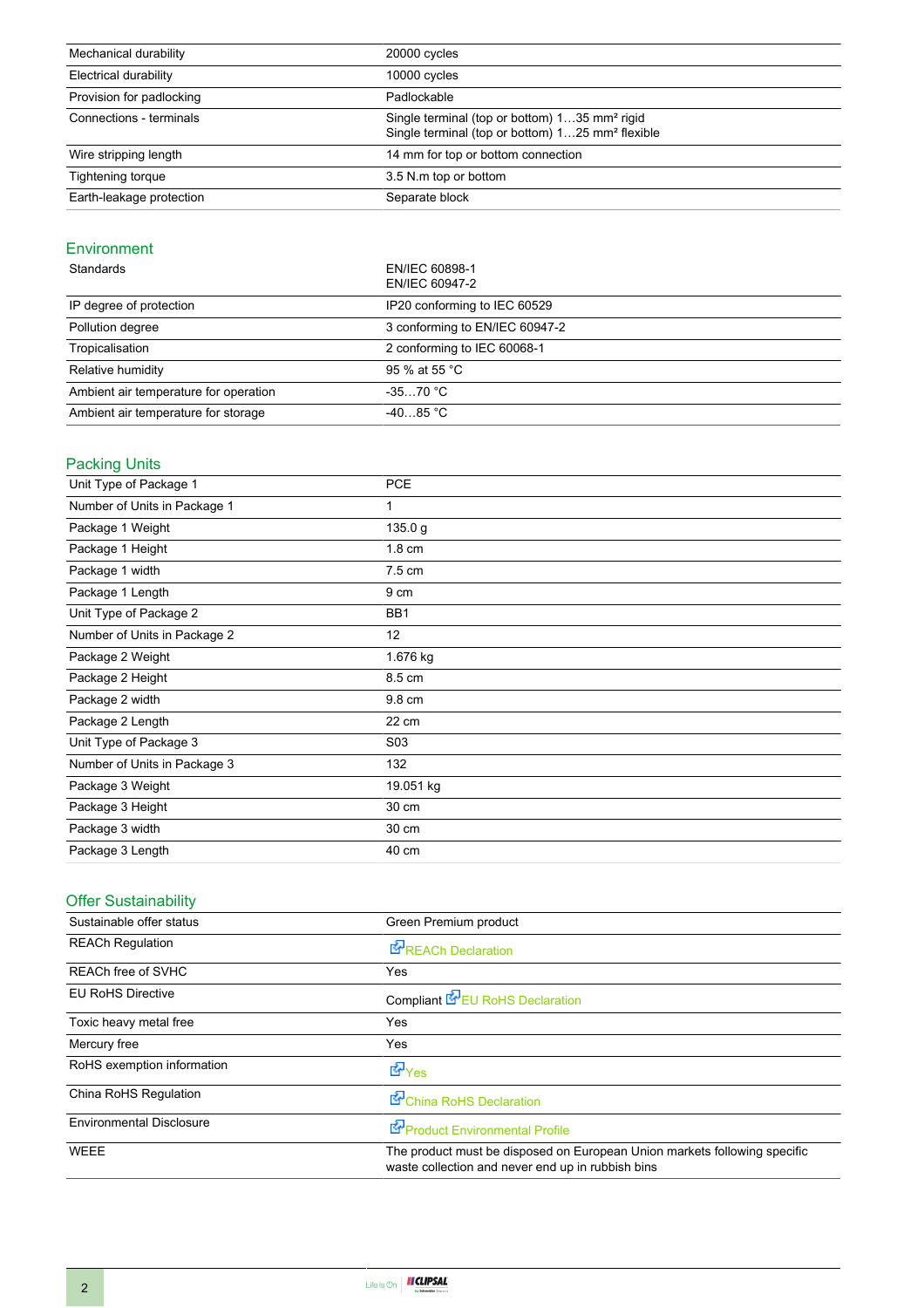| | |
|---|---|
| Mechanical durability | 20000 cycles |
| Electrical durability | 10000 cycles |
| Provision for padlocking | Padlockable |
| Connections - terminals | Single terminal (top or bottom) 1…35 mm² rigid<br>Single terminal (top or bottom) 1…25 mm² flexible |
| Wire stripping length | 14 mm for top or bottom connection |
| Tightening torque | 3.5 N.m top or bottom |
| Earth-leakage protection | Separate block |

## Environment

| | |
|---|---|
| Standards | EN/IEC 60898-1<br>EN/IEC 60947-2 |
| IP degree of protection | IP20 conforming to IEC 60529 |
| Pollution degree | 3 conforming to EN/IEC 60947-2 |
| Tropicalisation | 2 conforming to IEC 60068-1 |
| Relative humidity | 95 % at 55 °C |
| Ambient air temperature for operation | -35…70 °C |
| Ambient air temperature for storage | -40…85 °C |

## Packing Units

| | |
|---|---|
| Unit Type of Package 1 | PCE |
| Number of Units in Package 1 | 1 |
| Package 1 Weight | 135.0 g |
| Package 1 Height | 1.8 cm |
| Package 1 width | 7.5 cm |
| Package 1 Length | 9 cm |
| Unit Type of Package 2 | BB1 |
| Number of Units in Package 2 | 12 |
| Package 2 Weight | 1.676 kg |
| Package 2 Height | 8.5 cm |
| Package 2 width | 9.8 cm |
| Package 2 Length | 22 cm |
| Unit Type of Package 3 | S03 |
| Number of Units in Package 3 | 132 |
| Package 3 Weight | 19.051 kg |
| Package 3 Height | 30 cm |
| Package 3 width | 30 cm |
| Package 3 Length | 40 cm |

## Offer Sustainability

| | |
|---|---|
| Sustainable offer status | Green Premium product |
| REACh Regulation | REACh Declaration |
| REACh free of SVHC | Yes |
| EU RoHS Directive | Compliant EU RoHS Declaration |
| Toxic heavy metal free | Yes |
| Mercury free | Yes |
| RoHS exemption information | Yes |
| China RoHS Regulation | China RoHS Declaration |
| Environmental Disclosure | Product Environmental Profile |
| WEEE | The product must be disposed on European Union markets following specific waste collection and never end up in rubbish bins |